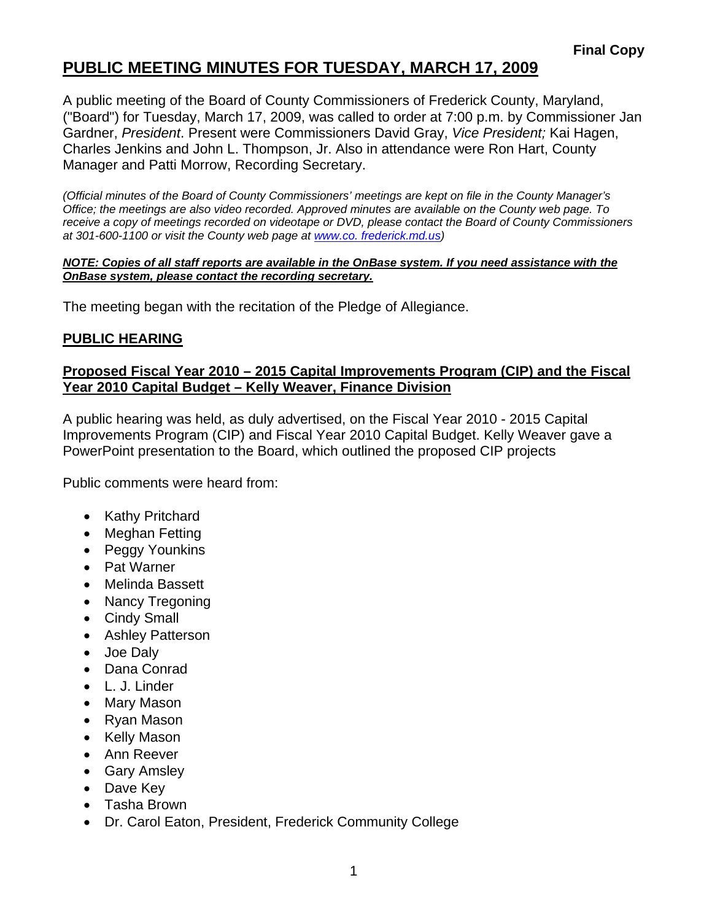**Final Copy**

# PUBLIC MEETING MINUTES FOR TUESDAY, MARCH 17, 2009

A public meeting of the Board of County Commissioners of Frederick County, Maryland, ("Board") for Tuesday, March 17, 2009, was called to order at 7:00 p.m. by Commissioner Jan Gardner, *President*. Present were Commissioners David Gray, *Vice President;* Kai Hagen, Charles Jenkins and John L. Thompson, Jr. Also in attendance were Ron Hart, County Manager and Patti Morrow, Recording Secretary.

*(Official minutes of the Board of County Commissioners' meetings are kept on file in the County Manager's Office; the meetings are also video recorded. Approved minutes are available on the County web page. To receive a copy of meetings recorded on videotape or DVD, please contact the Board of County Commissioners at 301-600-1100 or visit the County web page at [www.co. frederick.md.us](www.co.frederick.md.us))*

***NOTE: Copies of all staff reports are available in the OnBase system. If you need assistance with the OnBase system, please contact the recording secretary.***

The meeting began with the recitation of the Pledge of Allegiance.

## PUBLIC HEARING

### Proposed Fiscal Year 2010 – 2015 Capital Improvements Program (CIP) and the Fiscal Year 2010 Capital Budget – Kelly Weaver, Finance Division

A public hearing was held, as duly advertised, on the Fiscal Year 2010 - 2015 Capital Improvements Program (CIP) and Fiscal Year 2010 Capital Budget. Kelly Weaver gave a PowerPoint presentation to the Board, which outlined the proposed CIP projects

Public comments were heard from:

- Kathy Pritchard
- Meghan Fetting
- Peggy Younkins
- Pat Warner
- Melinda Bassett
- Nancy Tregoning
- Cindy Small
- Ashley Patterson
- Joe Daly
- Dana Conrad
- L. J. Linder
- Mary Mason
- Ryan Mason
- Kelly Mason
- Ann Reever
- Gary Amsley
- Dave Key
- Tasha Brown
- Dr. Carol Eaton, President, Frederick Community College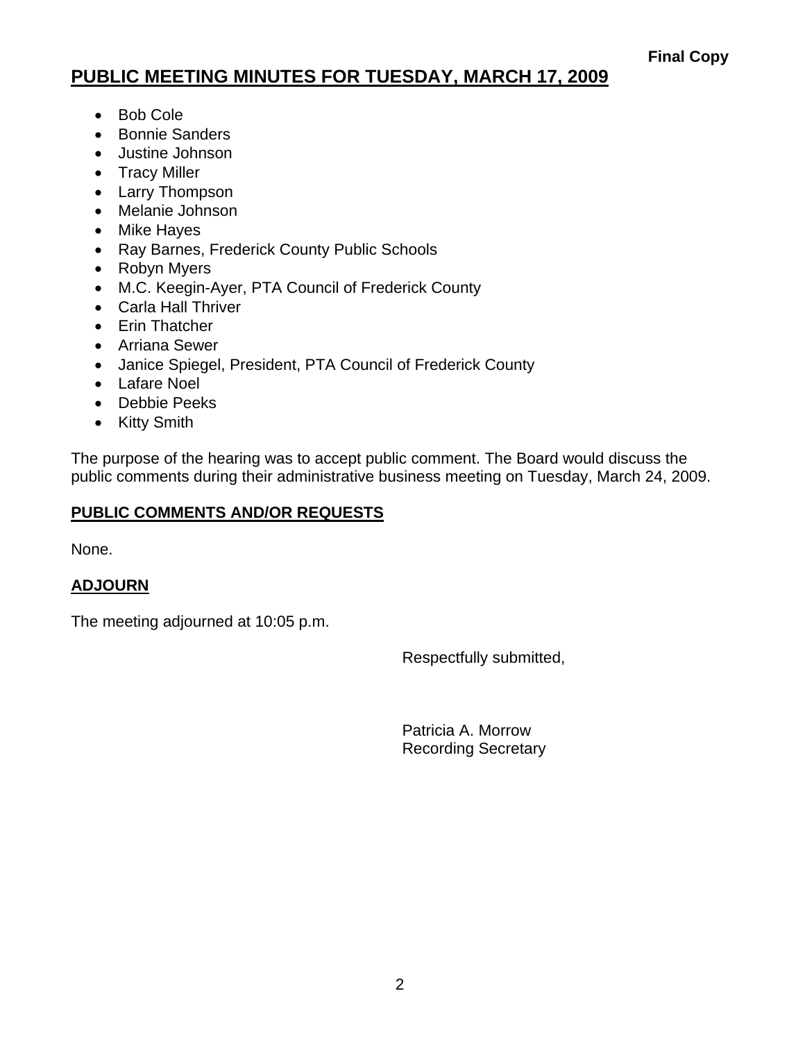**Final Copy**

# PUBLIC MEETING MINUTES FOR TUESDAY, MARCH 17, 2009

- Bob Cole
- Bonnie Sanders
- Justine Johnson
- Tracy Miller
- Larry Thompson
- Melanie Johnson
- Mike Hayes
- Ray Barnes, Frederick County Public Schools
- Robyn Myers
- M.C. Keegin-Ayer, PTA Council of Frederick County
- Carla Hall Thriver
- Erin Thatcher
- Arriana Sewer
- Janice Spiegel, President, PTA Council of Frederick County
- Lafare Noel
- Debbie Peeks
- Kitty Smith

The purpose of the hearing was to accept public comment. The Board would discuss the public comments during their administrative business meeting on Tuesday, March 24, 2009.

## PUBLIC COMMENTS AND/OR REQUESTS

None.

## ADJOURN

The meeting adjourned at 10:05 p.m.

Respectfully submitted,

Patricia A. Morrow
Recording Secretary